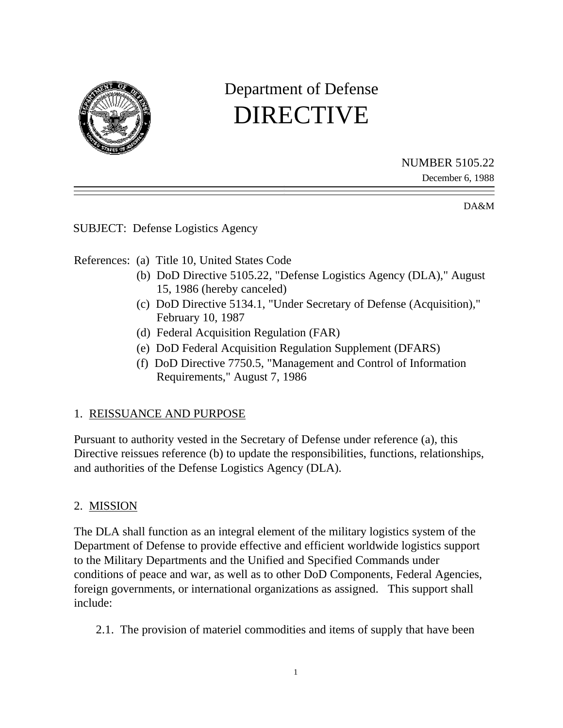# Department of Defense
# DIRECTIVE

NUMBER 5105.22

December 6, 1988

DA&M

SUBJECT: Defense Logistics Agency

References:
- (a) Title 10, United States Code
- (b) DoD Directive 5105.22, "Defense Logistics Agency (DLA)," August 15, 1986 (hereby canceled)
- (c) DoD Directive 5134.1, "Under Secretary of Defense (Acquisition)," February 10, 1987
- (d) Federal Acquisition Regulation (FAR)
- (e) DoD Federal Acquisition Regulation Supplement (DFARS)
- (f) DoD Directive 7750.5, "Management and Control of Information Requirements," August 7, 1986

## 1. REISSUANCE AND PURPOSE

Pursuant to authority vested in the Secretary of Defense under reference (a), this Directive reissues reference (b) to update the responsibilities, functions, relationships, and authorities of the Defense Logistics Agency (DLA).

## 2. MISSION

The DLA shall function as an integral element of the military logistics system of the Department of Defense to provide effective and efficient worldwide logistics support to the Military Departments and the Unified and Specified Commands under conditions of peace and war, as well as to other DoD Components, Federal Agencies, foreign governments, or international organizations as assigned. This support shall include:

2.1. The provision of materiel commodities and items of supply that have been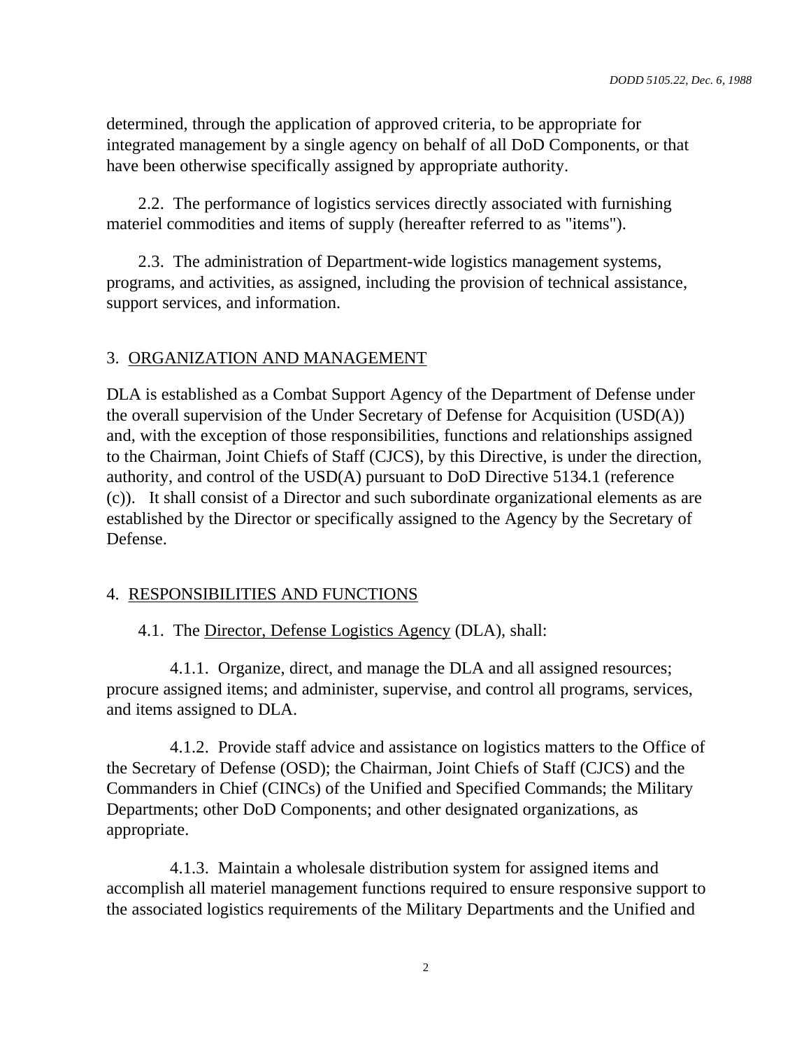determined, through the application of approved criteria, to be appropriate for integrated management by a single agency on behalf of all DoD Components, or that have been otherwise specifically assigned by appropriate authority.

2.2. The performance of logistics services directly associated with furnishing materiel commodities and items of supply (hereafter referred to as "items").

2.3. The administration of Department-wide logistics management systems, programs, and activities, as assigned, including the provision of technical assistance, support services, and information.

## 3. ORGANIZATION AND MANAGEMENT

DLA is established as a Combat Support Agency of the Department of Defense under the overall supervision of the Under Secretary of Defense for Acquisition (USD(A)) and, with the exception of those responsibilities, functions and relationships assigned to the Chairman, Joint Chiefs of Staff (CJCS), by this Directive, is under the direction, authority, and control of the USD(A) pursuant to DoD Directive 5134.1 (reference (c)). It shall consist of a Director and such subordinate organizational elements as are established by the Director or specifically assigned to the Agency by the Secretary of Defense.

## 4. RESPONSIBILITIES AND FUNCTIONS

4.1. The Director, Defense Logistics Agency (DLA), shall:

4.1.1. Organize, direct, and manage the DLA and all assigned resources; procure assigned items; and administer, supervise, and control all programs, services, and items assigned to DLA.

4.1.2. Provide staff advice and assistance on logistics matters to the Office of the Secretary of Defense (OSD); the Chairman, Joint Chiefs of Staff (CJCS) and the Commanders in Chief (CINCs) of the Unified and Specified Commands; the Military Departments; other DoD Components; and other designated organizations, as appropriate.

4.1.3. Maintain a wholesale distribution system for assigned items and accomplish all materiel management functions required to ensure responsive support to the associated logistics requirements of the Military Departments and the Unified and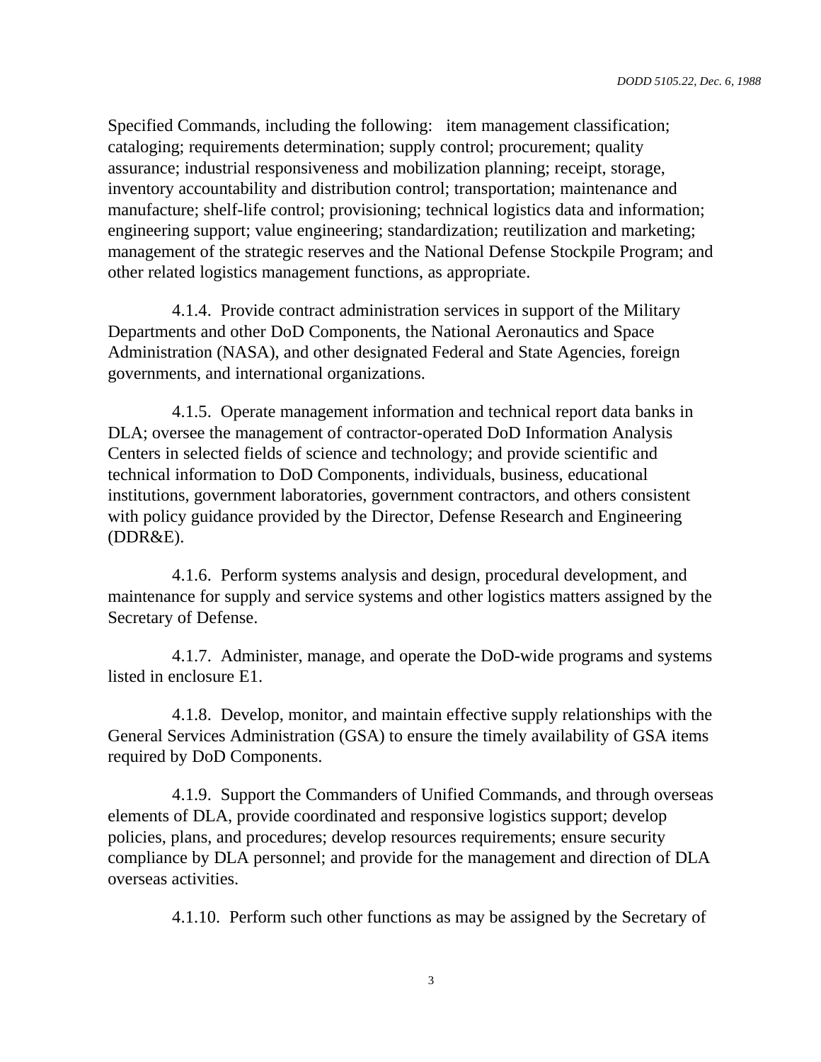Specified Commands, including the following: item management classification; cataloging; requirements determination; supply control; procurement; quality assurance; industrial responsiveness and mobilization planning; receipt, storage, inventory accountability and distribution control; transportation; maintenance and manufacture; shelf-life control; provisioning; technical logistics data and information; engineering support; value engineering; standardization; reutilization and marketing; management of the strategic reserves and the National Defense Stockpile Program; and other related logistics management functions, as appropriate.

4.1.4. Provide contract administration services in support of the Military Departments and other DoD Components, the National Aeronautics and Space Administration (NASA), and other designated Federal and State Agencies, foreign governments, and international organizations.

4.1.5. Operate management information and technical report data banks in DLA; oversee the management of contractor-operated DoD Information Analysis Centers in selected fields of science and technology; and provide scientific and technical information to DoD Components, individuals, business, educational institutions, government laboratories, government contractors, and others consistent with policy guidance provided by the Director, Defense Research and Engineering (DDR&E).

4.1.6. Perform systems analysis and design, procedural development, and maintenance for supply and service systems and other logistics matters assigned by the Secretary of Defense.

4.1.7. Administer, manage, and operate the DoD-wide programs and systems listed in enclosure E1.

4.1.8. Develop, monitor, and maintain effective supply relationships with the General Services Administration (GSA) to ensure the timely availability of GSA items required by DoD Components.

4.1.9. Support the Commanders of Unified Commands, and through overseas elements of DLA, provide coordinated and responsive logistics support; develop policies, plans, and procedures; develop resources requirements; ensure security compliance by DLA personnel; and provide for the management and direction of DLA overseas activities.

4.1.10. Perform such other functions as may be assigned by the Secretary of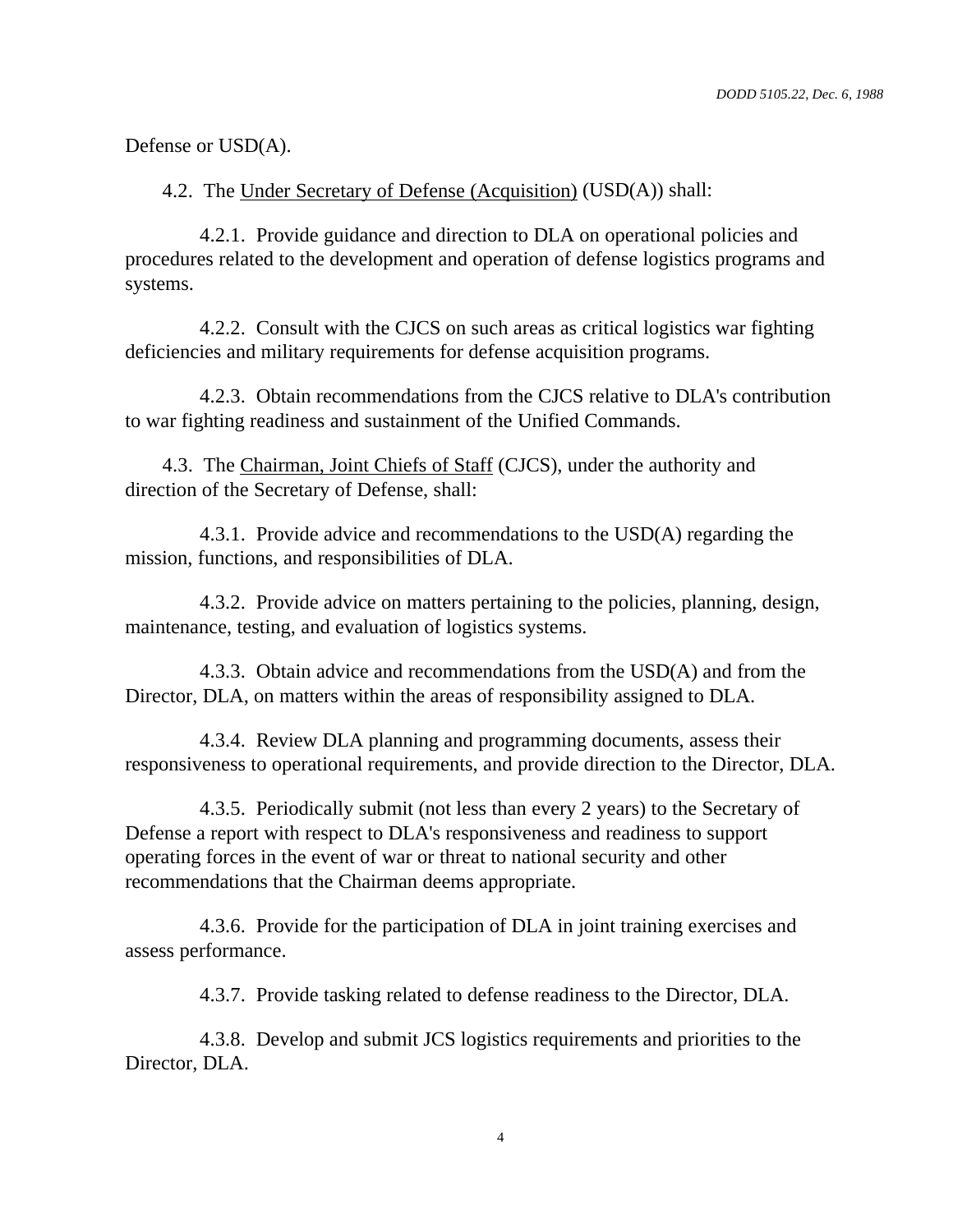Defense or USD(A).

4.2. The Under Secretary of Defense (Acquisition) (USD(A)) shall:

4.2.1. Provide guidance and direction to DLA on operational policies and procedures related to the development and operation of defense logistics programs and systems.

4.2.2. Consult with the CJCS on such areas as critical logistics war fighting deficiencies and military requirements for defense acquisition programs.

4.2.3. Obtain recommendations from the CJCS relative to DLA's contribution to war fighting readiness and sustainment of the Unified Commands.

4.3. The Chairman, Joint Chiefs of Staff (CJCS), under the authority and direction of the Secretary of Defense, shall:

4.3.1. Provide advice and recommendations to the USD(A) regarding the mission, functions, and responsibilities of DLA.

4.3.2. Provide advice on matters pertaining to the policies, planning, design, maintenance, testing, and evaluation of logistics systems.

4.3.3. Obtain advice and recommendations from the USD(A) and from the Director, DLA, on matters within the areas of responsibility assigned to DLA.

4.3.4. Review DLA planning and programming documents, assess their responsiveness to operational requirements, and provide direction to the Director, DLA.

4.3.5. Periodically submit (not less than every 2 years) to the Secretary of Defense a report with respect to DLA's responsiveness and readiness to support operating forces in the event of war or threat to national security and other recommendations that the Chairman deems appropriate.

4.3.6. Provide for the participation of DLA in joint training exercises and assess performance.

4.3.7. Provide tasking related to defense readiness to the Director, DLA.

4.3.8. Develop and submit JCS logistics requirements and priorities to the Director, DLA.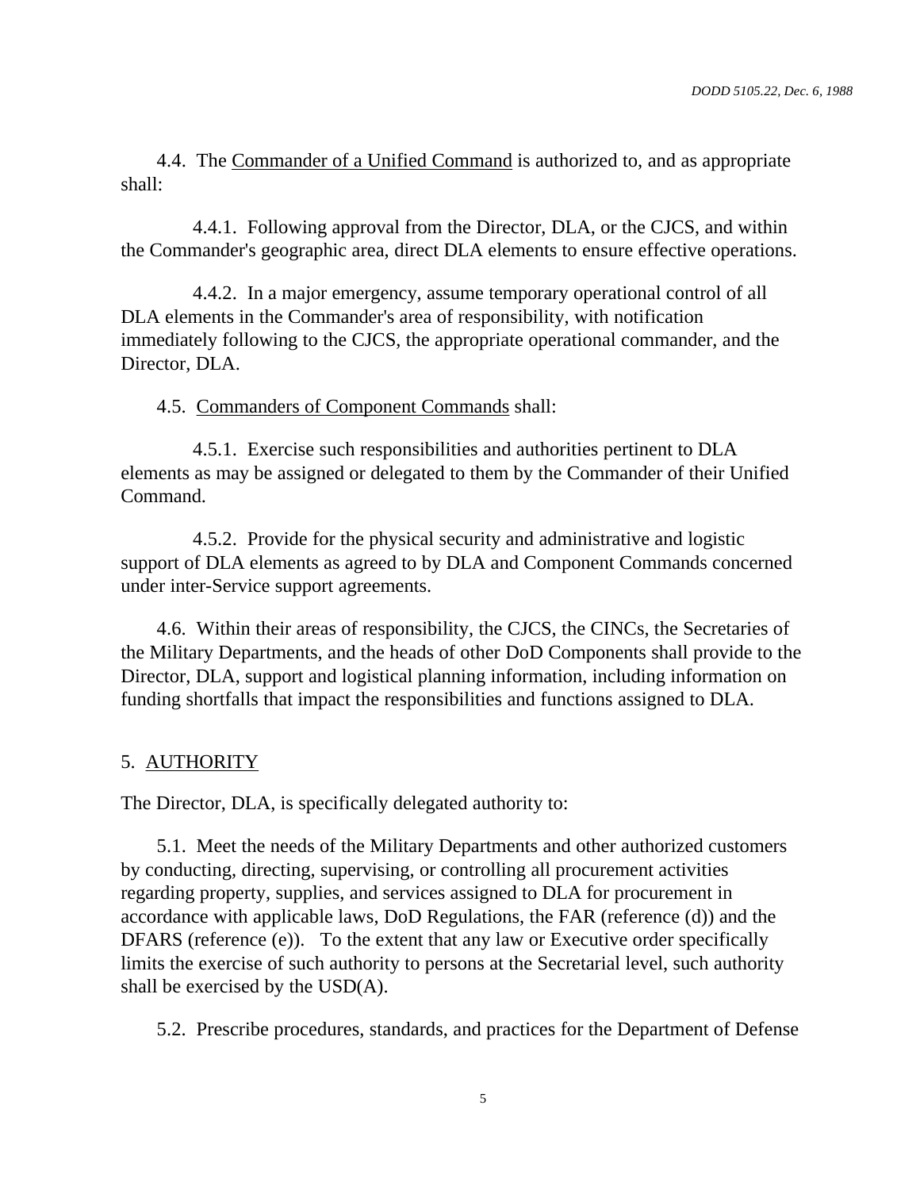4.4. The Commander of a Unified Command is authorized to, and as appropriate shall:

4.4.1. Following approval from the Director, DLA, or the CJCS, and within the Commander's geographic area, direct DLA elements to ensure effective operations.

4.4.2. In a major emergency, assume temporary operational control of all DLA elements in the Commander's area of responsibility, with notification immediately following to the CJCS, the appropriate operational commander, and the Director, DLA.

4.5. Commanders of Component Commands shall:

4.5.1. Exercise such responsibilities and authorities pertinent to DLA elements as may be assigned or delegated to them by the Commander of their Unified Command.

4.5.2. Provide for the physical security and administrative and logistic support of DLA elements as agreed to by DLA and Component Commands concerned under inter-Service support agreements.

4.6. Within their areas of responsibility, the CJCS, the CINCs, the Secretaries of the Military Departments, and the heads of other DoD Components shall provide to the Director, DLA, support and logistical planning information, including information on funding shortfalls that impact the responsibilities and functions assigned to DLA.

## 5. AUTHORITY

The Director, DLA, is specifically delegated authority to:

5.1. Meet the needs of the Military Departments and other authorized customers by conducting, directing, supervising, or controlling all procurement activities regarding property, supplies, and services assigned to DLA for procurement in accordance with applicable laws, DoD Regulations, the FAR (reference (d)) and the DFARS (reference (e)). To the extent that any law or Executive order specifically limits the exercise of such authority to persons at the Secretarial level, such authority shall be exercised by the USD(A).

5.2. Prescribe procedures, standards, and practices for the Department of Defense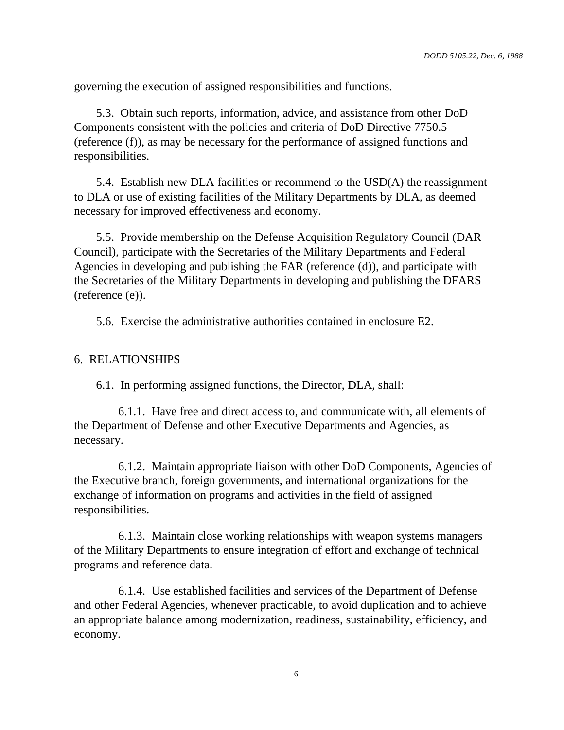governing the execution of assigned responsibilities and functions.

5.3. Obtain such reports, information, advice, and assistance from other DoD Components consistent with the policies and criteria of DoD Directive 7750.5 (reference (f)), as may be necessary for the performance of assigned functions and responsibilities.

5.4. Establish new DLA facilities or recommend to the USD(A) the reassignment to DLA or use of existing facilities of the Military Departments by DLA, as deemed necessary for improved effectiveness and economy.

5.5. Provide membership on the Defense Acquisition Regulatory Council (DAR Council), participate with the Secretaries of the Military Departments and Federal Agencies in developing and publishing the FAR (reference (d)), and participate with the Secretaries of the Military Departments in developing and publishing the DFARS (reference (e)).

5.6. Exercise the administrative authorities contained in enclosure E2.

## 6. RELATIONSHIPS

6.1. In performing assigned functions, the Director, DLA, shall:

6.1.1. Have free and direct access to, and communicate with, all elements of the Department of Defense and other Executive Departments and Agencies, as necessary.

6.1.2. Maintain appropriate liaison with other DoD Components, Agencies of the Executive branch, foreign governments, and international organizations for the exchange of information on programs and activities in the field of assigned responsibilities.

6.1.3. Maintain close working relationships with weapon systems managers of the Military Departments to ensure integration of effort and exchange of technical programs and reference data.

6.1.4. Use established facilities and services of the Department of Defense and other Federal Agencies, whenever practicable, to avoid duplication and to achieve an appropriate balance among modernization, readiness, sustainability, efficiency, and economy.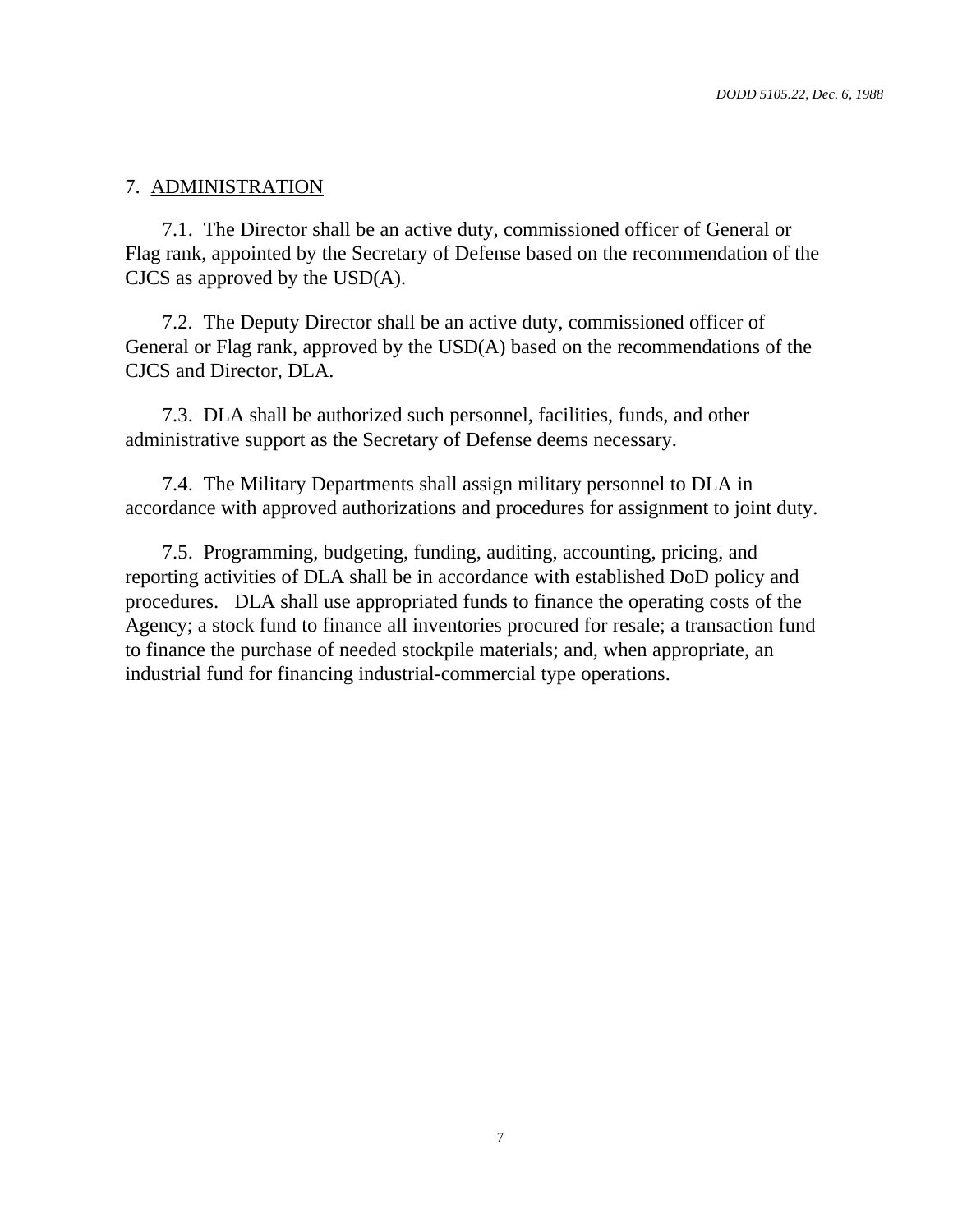## 7. ADMINISTRATION

7.1. The Director shall be an active duty, commissioned officer of General or Flag rank, appointed by the Secretary of Defense based on the recommendation of the CJCS as approved by the USD(A).

7.2. The Deputy Director shall be an active duty, commissioned officer of General or Flag rank, approved by the USD(A) based on the recommendations of the CJCS and Director, DLA.

7.3. DLA shall be authorized such personnel, facilities, funds, and other administrative support as the Secretary of Defense deems necessary.

7.4. The Military Departments shall assign military personnel to DLA in accordance with approved authorizations and procedures for assignment to joint duty.

7.5. Programming, budgeting, funding, auditing, accounting, pricing, and reporting activities of DLA shall be in accordance with established DoD policy and procedures. DLA shall use appropriated funds to finance the operating costs of the Agency; a stock fund to finance all inventories procured for resale; a transaction fund to finance the purchase of needed stockpile materials; and, when appropriate, an industrial fund for financing industrial-commercial type operations.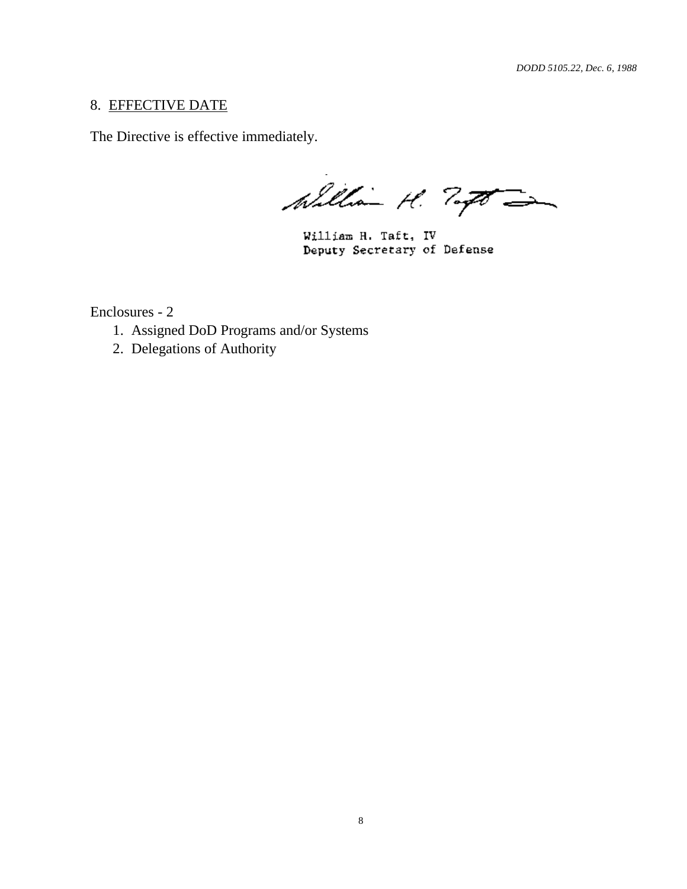## 8. EFFECTIVE DATE

The Directive is effective immediately.

William H. Taft, IV
Deputy Secretary of Defense

Enclosures - 2

1. Assigned DoD Programs and/or Systems
2. Delegations of Authority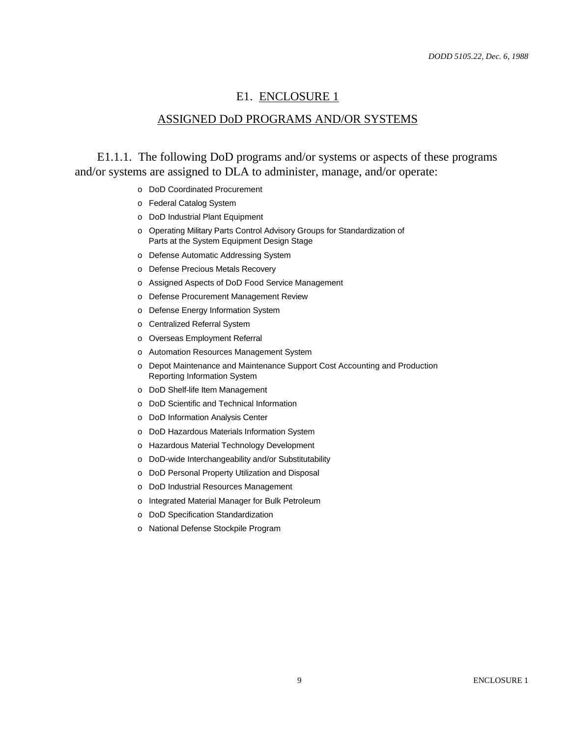# E1. ENCLOSURE 1

## ASSIGNED DoD PROGRAMS AND/OR SYSTEMS

E1.1.1. The following DoD programs and/or systems or aspects of these programs and/or systems are assigned to DLA to administer, manage, and/or operate:

- DoD Coordinated Procurement
- Federal Catalog System
- DoD Industrial Plant Equipment
- Operating Military Parts Control Advisory Groups for Standardization of Parts at the System Equipment Design Stage
- Defense Automatic Addressing System
- Defense Precious Metals Recovery
- Assigned Aspects of DoD Food Service Management
- Defense Procurement Management Review
- Defense Energy Information System
- Centralized Referral System
- Overseas Employment Referral
- Automation Resources Management System
- Depot Maintenance and Maintenance Support Cost Accounting and Production Reporting Information System
- DoD Shelf-life Item Management
- DoD Scientific and Technical Information
- DoD Information Analysis Center
- DoD Hazardous Materials Information System
- Hazardous Material Technology Development
- DoD-wide Interchangeability and/or Substitutability
- DoD Personal Property Utilization and Disposal
- DoD Industrial Resources Management
- Integrated Material Manager for Bulk Petroleum
- DoD Specification Standardization
- National Defense Stockpile Program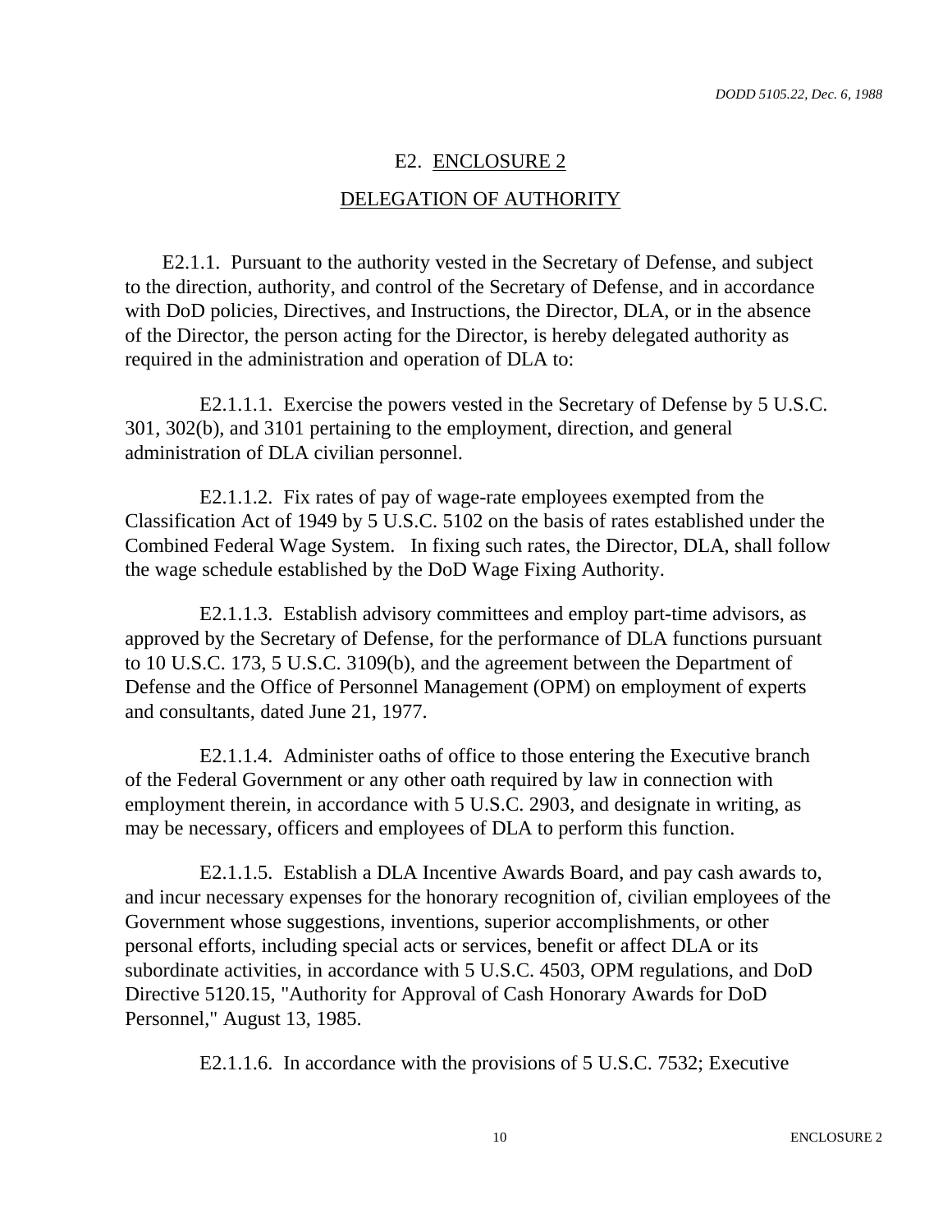## E2. ENCLOSURE 2

## DELEGATION OF AUTHORITY

E2.1.1. Pursuant to the authority vested in the Secretary of Defense, and subject to the direction, authority, and control of the Secretary of Defense, and in accordance with DoD policies, Directives, and Instructions, the Director, DLA, or in the absence of the Director, the person acting for the Director, is hereby delegated authority as required in the administration and operation of DLA to:

E2.1.1.1. Exercise the powers vested in the Secretary of Defense by 5 U.S.C. 301, 302(b), and 3101 pertaining to the employment, direction, and general administration of DLA civilian personnel.

E2.1.1.2. Fix rates of pay of wage-rate employees exempted from the Classification Act of 1949 by 5 U.S.C. 5102 on the basis of rates established under the Combined Federal Wage System. In fixing such rates, the Director, DLA, shall follow the wage schedule established by the DoD Wage Fixing Authority.

E2.1.1.3. Establish advisory committees and employ part-time advisors, as approved by the Secretary of Defense, for the performance of DLA functions pursuant to 10 U.S.C. 173, 5 U.S.C. 3109(b), and the agreement between the Department of Defense and the Office of Personnel Management (OPM) on employment of experts and consultants, dated June 21, 1977.

E2.1.1.4. Administer oaths of office to those entering the Executive branch of the Federal Government or any other oath required by law in connection with employment therein, in accordance with 5 U.S.C. 2903, and designate in writing, as may be necessary, officers and employees of DLA to perform this function.

E2.1.1.5. Establish a DLA Incentive Awards Board, and pay cash awards to, and incur necessary expenses for the honorary recognition of, civilian employees of the Government whose suggestions, inventions, superior accomplishments, or other personal efforts, including special acts or services, benefit or affect DLA or its subordinate activities, in accordance with 5 U.S.C. 4503, OPM regulations, and DoD Directive 5120.15, "Authority for Approval of Cash Honorary Awards for DoD Personnel," August 13, 1985.

E2.1.1.6. In accordance with the provisions of 5 U.S.C. 7532; Executive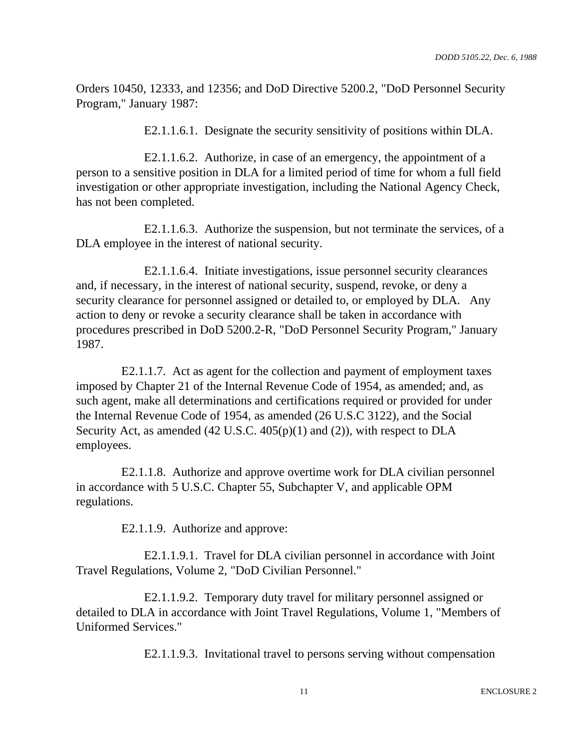Orders 10450, 12333, and 12356; and DoD Directive 5200.2, "DoD Personnel Security Program," January 1987:

E2.1.1.6.1. Designate the security sensitivity of positions within DLA.

E2.1.1.6.2. Authorize, in case of an emergency, the appointment of a person to a sensitive position in DLA for a limited period of time for whom a full field investigation or other appropriate investigation, including the National Agency Check, has not been completed.

E2.1.1.6.3. Authorize the suspension, but not terminate the services, of a DLA employee in the interest of national security.

E2.1.1.6.4. Initiate investigations, issue personnel security clearances and, if necessary, in the interest of national security, suspend, revoke, or deny a security clearance for personnel assigned or detailed to, or employed by DLA. Any action to deny or revoke a security clearance shall be taken in accordance with procedures prescribed in DoD 5200.2-R, "DoD Personnel Security Program," January 1987.

E2.1.1.7. Act as agent for the collection and payment of employment taxes imposed by Chapter 21 of the Internal Revenue Code of 1954, as amended; and, as such agent, make all determinations and certifications required or provided for under the Internal Revenue Code of 1954, as amended (26 U.S.C 3122), and the Social Security Act, as amended (42 U.S.C. 405(p)(1) and (2)), with respect to DLA employees.

E2.1.1.8. Authorize and approve overtime work for DLA civilian personnel in accordance with 5 U.S.C. Chapter 55, Subchapter V, and applicable OPM regulations.

E2.1.1.9. Authorize and approve:

E2.1.1.9.1. Travel for DLA civilian personnel in accordance with Joint Travel Regulations, Volume 2, "DoD Civilian Personnel."

E2.1.1.9.2. Temporary duty travel for military personnel assigned or detailed to DLA in accordance with Joint Travel Regulations, Volume 1, "Members of Uniformed Services."

E2.1.1.9.3. Invitational travel to persons serving without compensation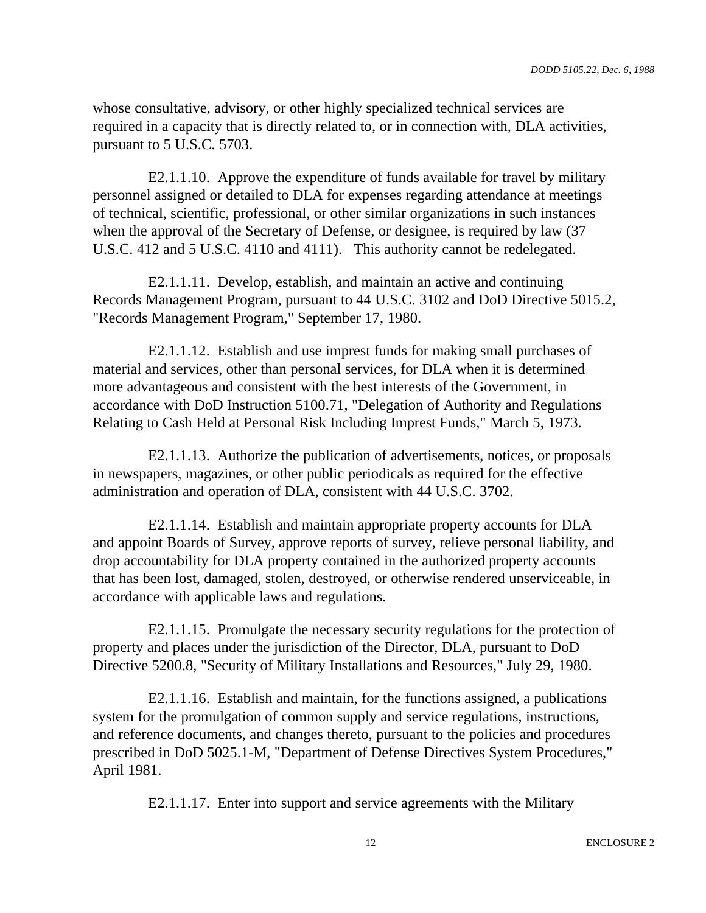whose consultative, advisory, or other highly specialized technical services are required in a capacity that is directly related to, or in connection with, DLA activities, pursuant to 5 U.S.C. 5703.

E2.1.1.10. Approve the expenditure of funds available for travel by military personnel assigned or detailed to DLA for expenses regarding attendance at meetings of technical, scientific, professional, or other similar organizations in such instances when the approval of the Secretary of Defense, or designee, is required by law (37 U.S.C. 412 and 5 U.S.C. 4110 and 4111). This authority cannot be redelegated.

E2.1.1.11. Develop, establish, and maintain an active and continuing Records Management Program, pursuant to 44 U.S.C. 3102 and DoD Directive 5015.2, "Records Management Program," September 17, 1980.

E2.1.1.12. Establish and use imprest funds for making small purchases of material and services, other than personal services, for DLA when it is determined more advantageous and consistent with the best interests of the Government, in accordance with DoD Instruction 5100.71, "Delegation of Authority and Regulations Relating to Cash Held at Personal Risk Including Imprest Funds," March 5, 1973.

E2.1.1.13. Authorize the publication of advertisements, notices, or proposals in newspapers, magazines, or other public periodicals as required for the effective administration and operation of DLA, consistent with 44 U.S.C. 3702.

E2.1.1.14. Establish and maintain appropriate property accounts for DLA and appoint Boards of Survey, approve reports of survey, relieve personal liability, and drop accountability for DLA property contained in the authorized property accounts that has been lost, damaged, stolen, destroyed, or otherwise rendered unserviceable, in accordance with applicable laws and regulations.

E2.1.1.15. Promulgate the necessary security regulations for the protection of property and places under the jurisdiction of the Director, DLA, pursuant to DoD Directive 5200.8, "Security of Military Installations and Resources," July 29, 1980.

E2.1.1.16. Establish and maintain, for the functions assigned, a publications system for the promulgation of common supply and service regulations, instructions, and reference documents, and changes thereto, pursuant to the policies and procedures prescribed in DoD 5025.1-M, "Department of Defense Directives System Procedures," April 1981.

E2.1.1.17. Enter into support and service agreements with the Military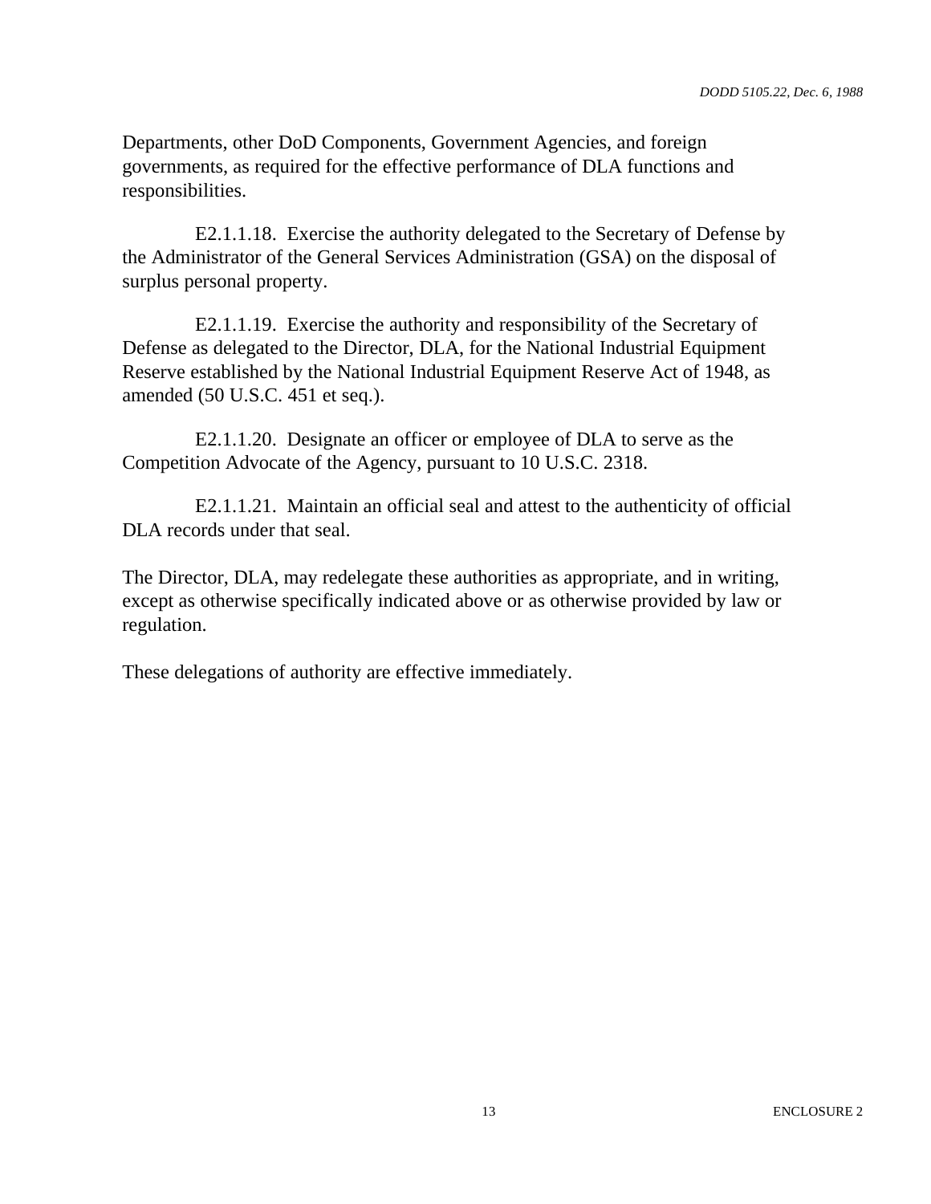Departments, other DoD Components, Government Agencies, and foreign governments, as required for the effective performance of DLA functions and responsibilities.

E2.1.1.18. Exercise the authority delegated to the Secretary of Defense by the Administrator of the General Services Administration (GSA) on the disposal of surplus personal property.

E2.1.1.19. Exercise the authority and responsibility of the Secretary of Defense as delegated to the Director, DLA, for the National Industrial Equipment Reserve established by the National Industrial Equipment Reserve Act of 1948, as amended (50 U.S.C. 451 et seq.).

E2.1.1.20. Designate an officer or employee of DLA to serve as the Competition Advocate of the Agency, pursuant to 10 U.S.C. 2318.

E2.1.1.21. Maintain an official seal and attest to the authenticity of official DLA records under that seal.

The Director, DLA, may redelegate these authorities as appropriate, and in writing, except as otherwise specifically indicated above or as otherwise provided by law or regulation.

These delegations of authority are effective immediately.